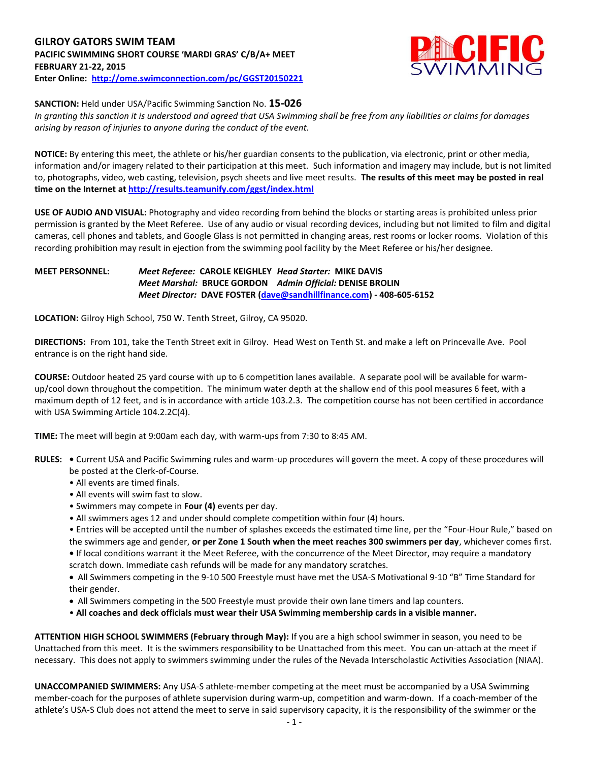**GILROY GATORS SWIM TEAM**
**PACIFIC SWIMMING SHORT COURSE 'MARDI GRAS' C/B/A+ MEET**
**FEBRUARY 21-22, 2015**
**Enter Online: [http://ome.swimconnection.com/pc/GGST20150221](http://ome.swimconnection.com/pc/GGST20150221)**

**SANCTION:** Held under USA/Pacific Swimming Sanction No. **15-026**
*In granting this sanction it is understood and agreed that USA Swimming shall be free from any liabilities or claims for damages arising by reason of injuries to anyone during the conduct of the event.*

**NOTICE:** By entering this meet, the athlete or his/her guardian consents to the publication, via electronic, print or other media, information and/or imagery related to their participation at this meet. Such information and imagery may include, but is not limited to, photographs, video, web casting, television, psych sheets and live meet results. **The results of this meet may be posted in real time on the Internet at [http://results.teamunify.com/ggst/index.html](http://results.teamunify.com/ggst/index.html)**

**USE OF AUDIO AND VISUAL:** Photography and video recording from behind the blocks or starting areas is prohibited unless prior permission is granted by the Meet Referee. Use of any audio or visual recording devices, including but not limited to film and digital cameras, cell phones and tablets, and Google Glass is not permitted in changing areas, rest rooms or locker rooms. Violation of this recording prohibition may result in ejection from the swimming pool facility by the Meet Referee or his/her designee.

**MEET PERSONNEL:** ***Meet Referee:*** **CAROLE KEIGHLEY** ***Head Starter:*** **MIKE DAVIS**
***Meet Marshal:*** **BRUCE GORDON** ***Admin Official:*** **DENISE BROLIN**
***Meet Director:*** **DAVE FOSTER ([dave@sandhillfinance.com](mailto:dave@sandhillfinance.com)) - 408-605-6152**

**LOCATION:** Gilroy High School, 750 W. Tenth Street, Gilroy, CA 95020.

**DIRECTIONS:** From 101, take the Tenth Street exit in Gilroy. Head West on Tenth St. and make a left on Princevalle Ave. Pool entrance is on the right hand side.

**COURSE:** Outdoor heated 25 yard course with up to 6 competition lanes available. A separate pool will be available for warm-up/cool down throughout the competition. The minimum water depth at the shallow end of this pool measures 6 feet, with a maximum depth of 12 feet, and is in accordance with article 103.2.3. The competition course has not been certified in accordance with USA Swimming Article 104.2.2C(4).

**TIME:** The meet will begin at 9:00am each day, with warm-ups from 7:30 to 8:45 AM.

**RULES:**
- Current USA and Pacific Swimming rules and warm-up procedures will govern the meet. A copy of these procedures will be posted at the Clerk-of-Course.
- All events are timed finals.
- All events will swim fast to slow.
- Swimmers may compete in **Four (4)** events per day.
- All swimmers ages 12 and under should complete competition within four (4) hours.
- Entries will be accepted until the number of splashes exceeds the estimated time line, per the "Four-Hour Rule," based on the swimmers age and gender, **or per Zone 1 South when the meet reaches 300 swimmers per day**, whichever comes first.
- If local conditions warrant it the Meet Referee, with the concurrence of the Meet Director, may require a mandatory scratch down. Immediate cash refunds will be made for any mandatory scratches.
- All Swimmers competing in the 9-10 500 Freestyle must have met the USA-S Motivational 9-10 "B" Time Standard for their gender.
- All Swimmers competing in the 500 Freestyle must provide their own lane timers and lap counters.
- **All coaches and deck officials must wear their USA Swimming membership cards in a visible manner.**

**ATTENTION HIGH SCHOOL SWIMMERS (February through May):** If you are a high school swimmer in season, you need to be Unattached from this meet. It is the swimmers responsibility to be Unattached from this meet. You can un-attach at the meet if necessary. This does not apply to swimmers swimming under the rules of the Nevada Interscholastic Activities Association (NIAA).

**UNACCOMPANIED SWIMMERS:** Any USA-S athlete-member competing at the meet must be accompanied by a USA Swimming member-coach for the purposes of athlete supervision during warm-up, competition and warm-down. If a coach-member of the athlete's USA-S Club does not attend the meet to serve in said supervisory capacity, it is the responsibility of the swimmer or the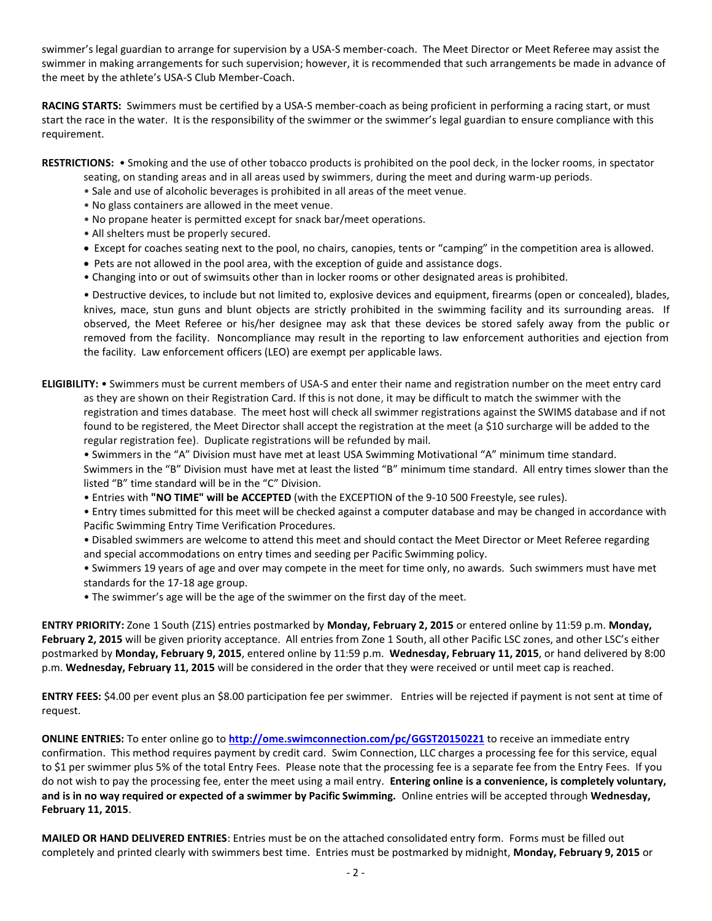swimmer's legal guardian to arrange for supervision by a USA-S member-coach. The Meet Director or Meet Referee may assist the swimmer in making arrangements for such supervision; however, it is recommended that such arrangements be made in advance of the meet by the athlete's USA-S Club Member-Coach.

**RACING STARTS:** Swimmers must be certified by a USA-S member-coach as being proficient in performing a racing start, or must start the race in the water. It is the responsibility of the swimmer or the swimmer's legal guardian to ensure compliance with this requirement.

**RESTRICTIONS:** • Smoking and the use of other tobacco products is prohibited on the pool deck, in the locker rooms, in spectator seating, on standing areas and in all areas used by swimmers, during the meet and during warm-up periods.

- Sale and use of alcoholic beverages is prohibited in all areas of the meet venue.
- No glass containers are allowed in the meet venue.
- No propane heater is permitted except for snack bar/meet operations.
- All shelters must be properly secured.
- Except for coaches seating next to the pool, no chairs, canopies, tents or "camping" in the competition area is allowed.
- Pets are not allowed in the pool area, with the exception of guide and assistance dogs.
- Changing into or out of swimsuits other than in locker rooms or other designated areas is prohibited.
- Destructive devices, to include but not limited to, explosive devices and equipment, firearms (open or concealed), blades, knives, mace, stun guns and blunt objects are strictly prohibited in the swimming facility and its surrounding areas. If observed, the Meet Referee or his/her designee may ask that these devices be stored safely away from the public or removed from the facility. Noncompliance may result in the reporting to law enforcement authorities and ejection from the facility. Law enforcement officers (LEO) are exempt per applicable laws.

**ELIGIBILITY:** • Swimmers must be current members of USA-S and enter their name and registration number on the meet entry card as they are shown on their Registration Card. If this is not done, it may be difficult to match the swimmer with the registration and times database. The meet host will check all swimmer registrations against the SWIMS database and if not found to be registered, the Meet Director shall accept the registration at the meet (a $10 surcharge will be added to the regular registration fee). Duplicate registrations will be refunded by mail.

- Swimmers in the "A" Division must have met at least USA Swimming Motivational "A" minimum time standard. Swimmers in the "B" Division must have met at least the listed "B" minimum time standard. All entry times slower than the listed "B" time standard will be in the "C" Division.
- Entries with **"NO TIME" will be ACCEPTED** (with the EXCEPTION of the 9-10 500 Freestyle, see rules).
- Entry times submitted for this meet will be checked against a computer database and may be changed in accordance with Pacific Swimming Entry Time Verification Procedures.
- Disabled swimmers are welcome to attend this meet and should contact the Meet Director or Meet Referee regarding and special accommodations on entry times and seeding per Pacific Swimming policy.
- Swimmers 19 years of age and over may compete in the meet for time only, no awards. Such swimmers must have met standards for the 17-18 age group.
- The swimmer's age will be the age of the swimmer on the first day of the meet.

**ENTRY PRIORITY:** Zone 1 South (Z1S) entries postmarked by **Monday, February 2, 2015** or entered online by 11:59 p.m. **Monday, February 2, 2015** will be given priority acceptance. All entries from Zone 1 South, all other Pacific LSC zones, and other LSC's either postmarked by **Monday, February 9, 2015**, entered online by 11:59 p.m. **Wednesday, February 11, 2015**, or hand delivered by 8:00 p.m. **Wednesday, February 11, 2015** will be considered in the order that they were received or until meet cap is reached.

**ENTRY FEES:** $4.00 per event plus an $8.00 participation fee per swimmer. Entries will be rejected if payment is not sent at time of request.

**ONLINE ENTRIES:** To enter online go to **http://ome.swimconnection.com/pc/GGST20150221** to receive an immediate entry confirmation. This method requires payment by credit card. Swim Connection, LLC charges a processing fee for this service, equal to $1 per swimmer plus 5% of the total Entry Fees. Please note that the processing fee is a separate fee from the Entry Fees. If you do not wish to pay the processing fee, enter the meet using a mail entry. **Entering online is a convenience, is completely voluntary, and is in no way required or expected of a swimmer by Pacific Swimming.** Online entries will be accepted through **Wednesday, February 11, 2015**.

**MAILED OR HAND DELIVERED ENTRIES**: Entries must be on the attached consolidated entry form. Forms must be filled out completely and printed clearly with swimmers best time. Entries must be postmarked by midnight, **Monday, February 9, 2015** or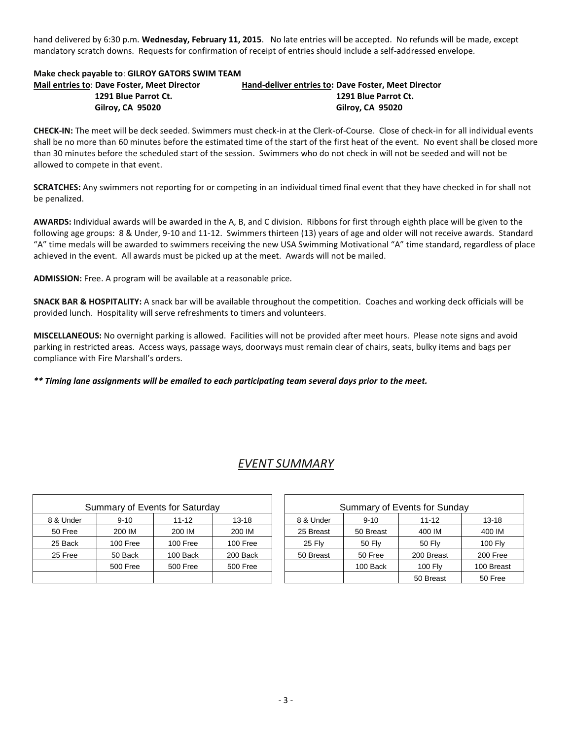hand delivered by 6:30 p.m. **Wednesday, February 11, 2015**. No late entries will be accepted. No refunds will be made, except mandatory scratch downs. Requests for confirmation of receipt of entries should include a self-addressed envelope.

**Make check payable to**: **GILROY GATORS SWIM TEAM**

**Mail entries to: Dave Foster, Meet Director**
**1291 Blue Parrot Ct.**
**Gilroy, CA 95020**

**Hand-deliver entries to: Dave Foster, Meet Director**
**1291 Blue Parrot Ct.**
**Gilroy, CA 95020**

**CHECK-IN:** The meet will be deck seeded. Swimmers must check-in at the Clerk-of-Course. Close of check-in for all individual events shall be no more than 60 minutes before the estimated time of the start of the first heat of the event. No event shall be closed more than 30 minutes before the scheduled start of the session. Swimmers who do not check in will not be seeded and will not be allowed to compete in that event.

**SCRATCHES:** Any swimmers not reporting for or competing in an individual timed final event that they have checked in for shall not be penalized.

**AWARDS:** Individual awards will be awarded in the A, B, and C division. Ribbons for first through eighth place will be given to the following age groups: 8 & Under, 9-10 and 11-12. Swimmers thirteen (13) years of age and older will not receive awards. Standard "A" time medals will be awarded to swimmers receiving the new USA Swimming Motivational "A" time standard, regardless of place achieved in the event. All awards must be picked up at the meet. Awards will not be mailed.

**ADMISSION:** Free. A program will be available at a reasonable price.

**SNACK BAR & HOSPITALITY:** A snack bar will be available throughout the competition. Coaches and working deck officials will be provided lunch. Hospitality will serve refreshments to timers and volunteers.

**MISCELLANEOUS:** No overnight parking is allowed. Facilities will not be provided after meet hours. Please note signs and avoid parking in restricted areas. Access ways, passage ways, doorways must remain clear of chairs, seats, bulky items and bags per compliance with Fire Marshall's orders.

***\*\* Timing lane assignments will be emailed to each participating team several days prior to the meet.***

## *EVENT SUMMARY*

| Summary of Events for Saturday | | | |
|---|---|---|---|
| 8 & Under | 9-10 | 11-12 | 13-18 |
| 50 Free | 200 IM | 200 IM | 200 IM |
| 25 Back | 100 Free | 100 Free | 100 Free |
| 25 Free | 50 Back | 100 Back | 200 Back |
| | 500 Free | 500 Free | 500 Free |
| | | | |

| Summary of Events for Sunday | | | |
|---|---|---|---|
| 8 & Under | 9-10 | 11-12 | 13-18 |
| 25 Breast | 50 Breast | 400 IM | 400 IM |
| 25 Fly | 50 Fly | 50 Fly | 100 Fly |
| 50 Breast | 50 Free | 200 Breast | 200 Free |
| | 100 Back | 100 Fly | 100 Breast |
| | | 50 Breast | 50 Free |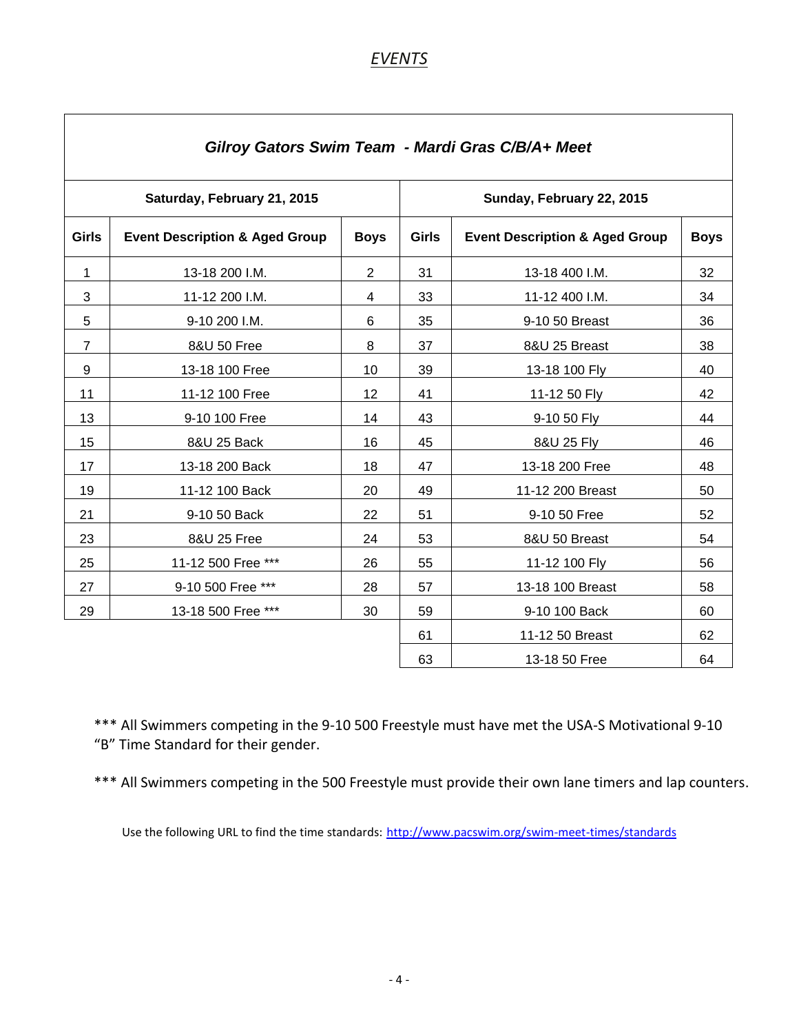# *EVENTS*

| ***Gilroy Gators Swim Team - Mardi Gras C/B/A+ Meet*** | | | | | |
|---|---|---|---|---|---|
| **Saturday, February 21, 2015** | | | **Sunday, February 22, 2015** | | |
| **Girls** | **Event Description & Aged Group** | **Boys** | **Girls** | **Event Description & Aged Group** | **Boys** |
| 1 | 13-18 200 I.M. | 2 | 31 | 13-18 400 I.M. | 32 |
| 3 | 11-12 200 I.M. | 4 | 33 | 11-12 400 I.M. | 34 |
| 5 | 9-10 200 I.M. | 6 | 35 | 9-10 50 Breast | 36 |
| 7 | 8&U 50 Free | 8 | 37 | 8&U 25 Breast | 38 |
| 9 | 13-18 100 Free | 10 | 39 | 13-18 100 Fly | 40 |
| 11 | 11-12 100 Free | 12 | 41 | 11-12 50 Fly | 42 |
| 13 | 9-10 100 Free | 14 | 43 | 9-10 50 Fly | 44 |
| 15 | 8&U 25 Back | 16 | 45 | 8&U 25 Fly | 46 |
| 17 | 13-18 200 Back | 18 | 47 | 13-18 200 Free | 48 |
| 19 | 11-12 100 Back | 20 | 49 | 11-12 200 Breast | 50 |
| 21 | 9-10 50 Back | 22 | 51 | 9-10 50 Free | 52 |
| 23 | 8&U 25 Free | 24 | 53 | 8&U 50 Breast | 54 |
| 25 | 11-12 500 Free *** | 26 | 55 | 11-12 100 Fly | 56 |
| 27 | 9-10 500 Free *** | 28 | 57 | 13-18 100 Breast | 58 |
| 29 | 13-18 500 Free *** | 30 | 59 | 9-10 100 Back | 60 |
| | | | 61 | 11-12 50 Breast | 62 |
| | | | 63 | 13-18 50 Free | 64 |

*** All Swimmers competing in the 9-10 500 Freestyle must have met the USA-S Motivational 9-10 “B” Time Standard for their gender.

*** All Swimmers competing in the 500 Freestyle must provide their own lane timers and lap counters.

Use the following URL to find the time standards: http://www.pacswim.org/swim-meet-times/standards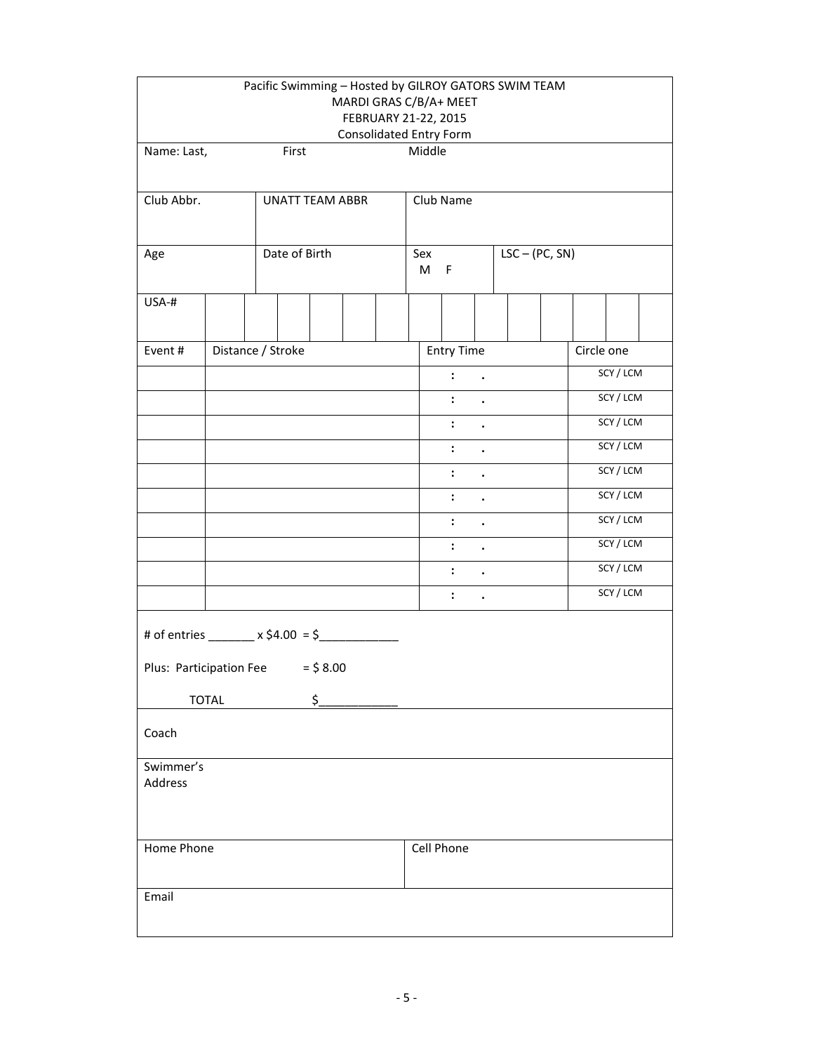Pacific Swimming – Hosted by GILROY GATORS SWIM TEAM
MARDI GRAS C/B/A+ MEET
FEBRUARY 21-22, 2015
Consolidated Entry Form

| Name: Last, | First | Middle |
|---|---|---|
| | | |

| Club Abbr. | UNATT TEAM ABBR | Club Name |
|---|---|---|
| | | |

| Age | Date of Birth | Sex M F | LSC – (PC, SN) |
|---|---|---|---|
| | | | |

| USA-# | | | | | | | | | | | | | | |
|---|---|---|---|---|---|---|---|---|---|---|---|---|---|---|
| | | | | | | | | | | | | | | |

| Event # | Distance / Stroke | Entry Time | Circle one |
|---|---|---|---|
| | | : . | SCY / LCM |
| | | : . | SCY / LCM |
| | | : . | SCY / LCM |
| | | : . | SCY / LCM |
| | | : . | SCY / LCM |
| | | : . | SCY / LCM |
| | | : . | SCY / LCM |
| | | : . | SCY / LCM |
| | | : . | SCY / LCM |
| | | : . | SCY / LCM |

# of entries _______ x $4.00 = $___________

Plus: Participation Fee = $ 8.00

TOTAL $___________

Coach

Swimmer's Address

| Home Phone | Cell Phone |
|---|---|
| | |

Email